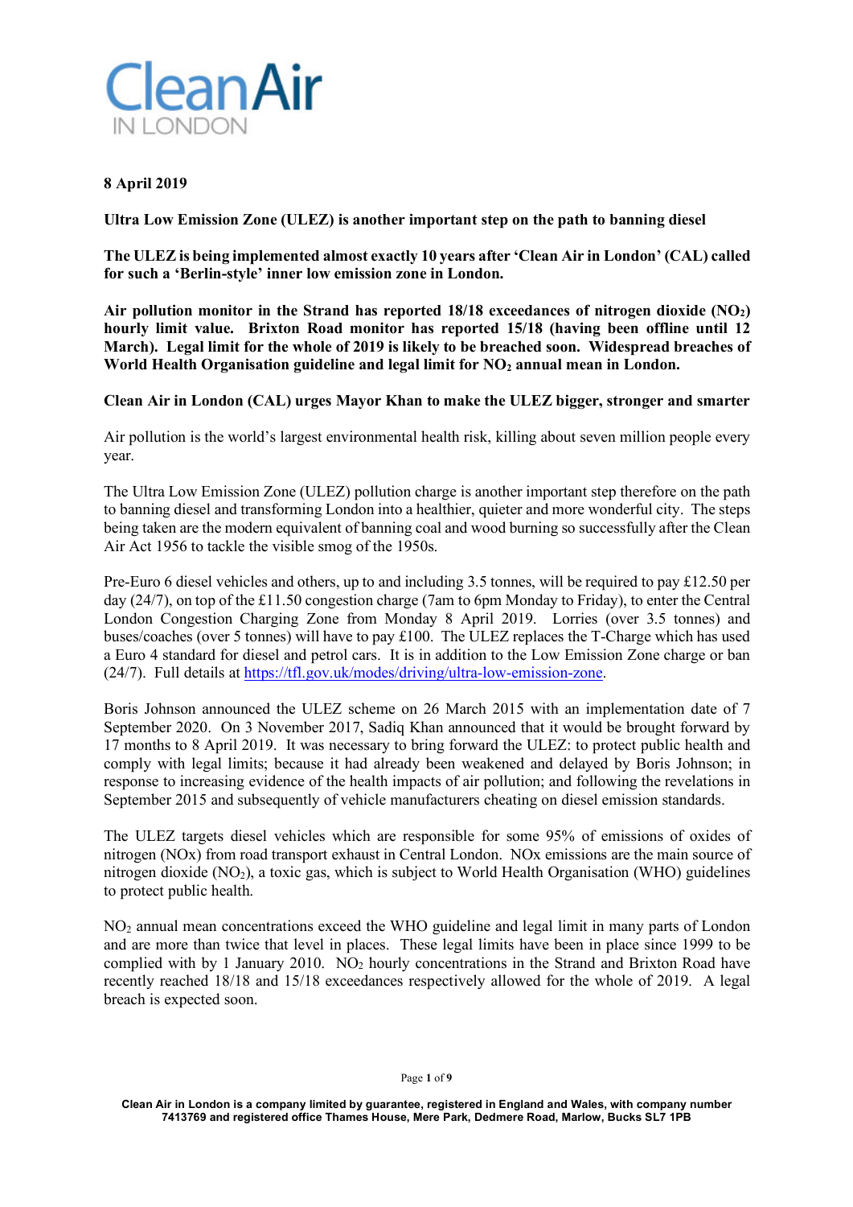# Clean Air IN LONDON

**8 April 2019**

**Ultra Low Emission Zone (ULEZ) is another important step on the path to banning diesel**

**The ULEZ is being implemented almost exactly 10 years after 'Clean Air in London' (CAL) called for such a 'Berlin-style' inner low emission zone in London.**

**Air pollution monitor in the Strand has reported 18/18 exceedances of nitrogen dioxide ($NO_2$) hourly limit value. Brixton Road monitor has reported 15/18 (having been offline until 12 March). Legal limit for the whole of 2019 is likely to be breached soon. Widespread breaches of World Health Organisation guideline and legal limit for $NO_2$ annual mean in London.**

**Clean Air in London (CAL) urges Mayor Khan to make the ULEZ bigger, stronger and smarter**

Air pollution is the world's largest environmental health risk, killing about seven million people every year.

The Ultra Low Emission Zone (ULEZ) pollution charge is another important step therefore on the path to banning diesel and transforming London into a healthier, quieter and more wonderful city. The steps being taken are the modern equivalent of banning coal and wood burning so successfully after the Clean Air Act 1956 to tackle the visible smog of the 1950s.

Pre-Euro 6 diesel vehicles and others, up to and including 3.5 tonnes, will be required to pay £12.50 per day (24/7), on top of the £11.50 congestion charge (7am to 6pm Monday to Friday), to enter the Central London Congestion Charging Zone from Monday 8 April 2019. Lorries (over 3.5 tonnes) and buses/coaches (over 5 tonnes) will have to pay £100. The ULEZ replaces the T-Charge which has used a Euro 4 standard for diesel and petrol cars. It is in addition to the Low Emission Zone charge or ban (24/7). Full details at https://tfl.gov.uk/modes/driving/ultra-low-emission-zone.

Boris Johnson announced the ULEZ scheme on 26 March 2015 with an implementation date of 7 September 2020. On 3 November 2017, Sadiq Khan announced that it would be brought forward by 17 months to 8 April 2019. It was necessary to bring forward the ULEZ: to protect public health and comply with legal limits; because it had already been weakened and delayed by Boris Johnson; in response to increasing evidence of the health impacts of air pollution; and following the revelations in September 2015 and subsequently of vehicle manufacturers cheating on diesel emission standards.

The ULEZ targets diesel vehicles which are responsible for some 95% of emissions of oxides of nitrogen (NOx) from road transport exhaust in Central London. NOx emissions are the main source of nitrogen dioxide ($NO_2$), a toxic gas, which is subject to World Health Organisation (WHO) guidelines to protect public health.

$NO_2$ annual mean concentrations exceed the WHO guideline and legal limit in many parts of London and are more than twice that level in places. These legal limits have been in place since 1999 to be complied with by 1 January 2010. $NO_2$ hourly concentrations in the Strand and Brixton Road have recently reached 18/18 and 15/18 exceedances respectively allowed for the whole of 2019. A legal breach is expected soon.

Clean Air in London is a company limited by guarantee, registered in England and Wales, with company number 7413769 and registered office Thames House, Mere Park, Dedmere Road, Marlow, Bucks SL7 1PB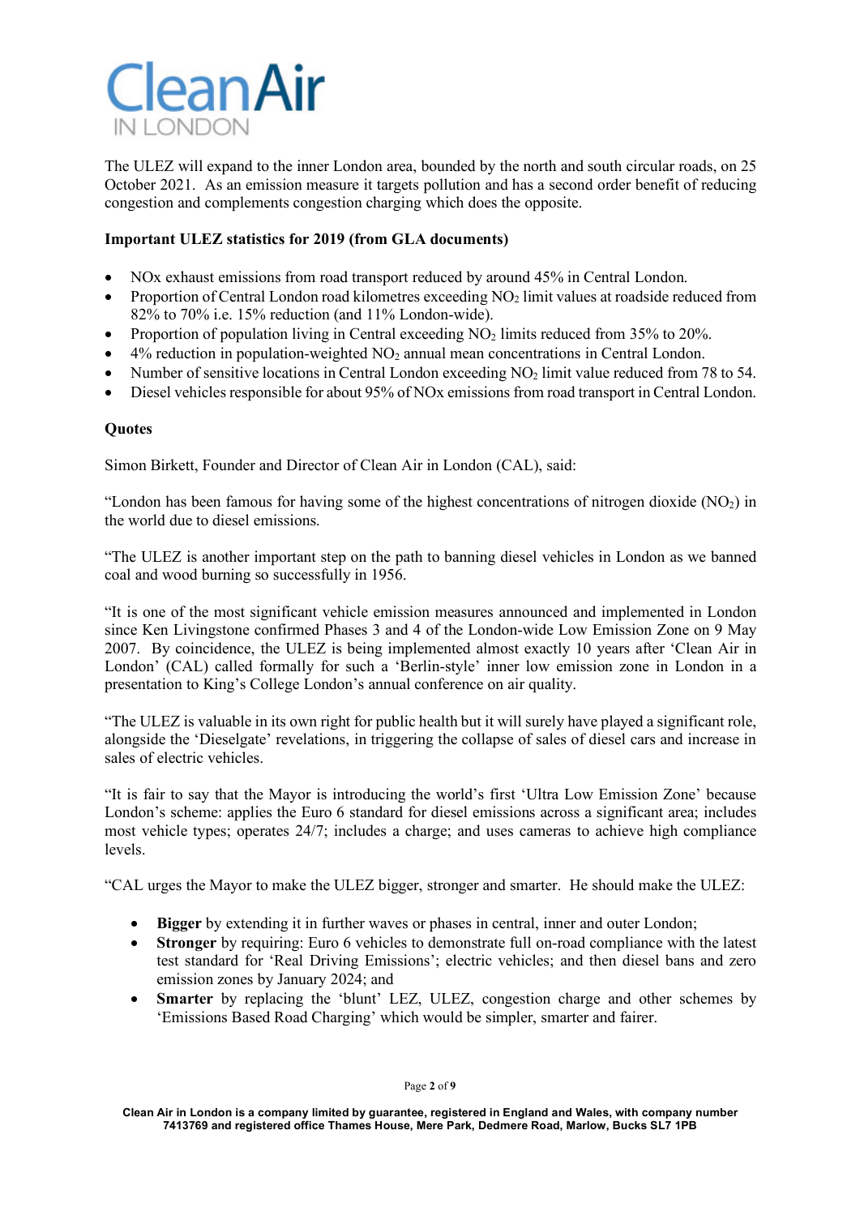The ULEZ will expand to the inner London area, bounded by the north and south circular roads, on 25 October 2021. As an emission measure it targets pollution and has a second order benefit of reducing congestion and complements congestion charging which does the opposite.

**Important ULEZ statistics for 2019 (from GLA documents)**

- NOx exhaust emissions from road transport reduced by around 45% in Central London.
- Proportion of Central London road kilometres exceeding $NO_2$ limit values at roadside reduced from 82% to 70% i.e. 15% reduction (and 11% London-wide).
- Proportion of population living in Central exceeding $NO_2$ limits reduced from 35% to 20%.
- 4% reduction in population-weighted $NO_2$ annual mean concentrations in Central London.
- Number of sensitive locations in Central London exceeding $NO_2$ limit value reduced from 78 to 54.
- Diesel vehicles responsible for about 95% of NOx emissions from road transport in Central London.

**Quotes**

Simon Birkett, Founder and Director of Clean Air in London (CAL), said:

"London has been famous for having some of the highest concentrations of nitrogen dioxide ($NO_2$) in the world due to diesel emissions.

"The ULEZ is another important step on the path to banning diesel vehicles in London as we banned coal and wood burning so successfully in 1956.

"It is one of the most significant vehicle emission measures announced and implemented in London since Ken Livingstone confirmed Phases 3 and 4 of the London-wide Low Emission Zone on 9 May 2007. By coincidence, the ULEZ is being implemented almost exactly 10 years after 'Clean Air in London' (CAL) called formally for such a 'Berlin-style' inner low emission zone in London in a presentation to King's College London's annual conference on air quality.

"The ULEZ is valuable in its own right for public health but it will surely have played a significant role, alongside the 'Dieselgate' revelations, in triggering the collapse of sales of diesel cars and increase in sales of electric vehicles.

"It is fair to say that the Mayor is introducing the world's first 'Ultra Low Emission Zone' because London's scheme: applies the Euro 6 standard for diesel emissions across a significant area; includes most vehicle types; operates 24/7; includes a charge; and uses cameras to achieve high compliance levels.

"CAL urges the Mayor to make the ULEZ bigger, stronger and smarter. He should make the ULEZ:

- **Bigger** by extending it in further waves or phases in central, inner and outer London;
- **Stronger** by requiring: Euro 6 vehicles to demonstrate full on-road compliance with the latest test standard for 'Real Driving Emissions'; electric vehicles; and then diesel bans and zero emission zones by January 2024; and
- **Smarter** by replacing the 'blunt' LEZ, ULEZ, congestion charge and other schemes by 'Emissions Based Road Charging' which would be simpler, smarter and fairer.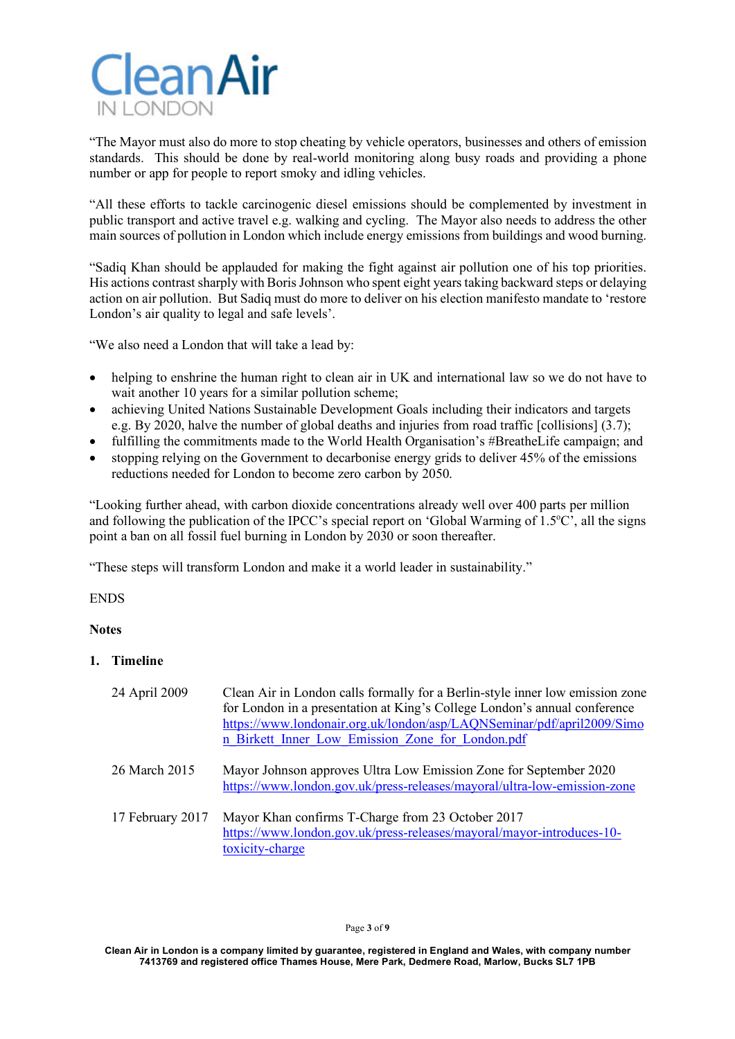"The Mayor must also do more to stop cheating by vehicle operators, businesses and others of emission standards. This should be done by real-world monitoring along busy roads and providing a phone number or app for people to report smoky and idling vehicles.

"All these efforts to tackle carcinogenic diesel emissions should be complemented by investment in public transport and active travel e.g. walking and cycling. The Mayor also needs to address the other main sources of pollution in London which include energy emissions from buildings and wood burning.

"Sadiq Khan should be applauded for making the fight against air pollution one of his top priorities. His actions contrast sharply with Boris Johnson who spent eight years taking backward steps or delaying action on air pollution. But Sadiq must do more to deliver on his election manifesto mandate to 'restore London's air quality to legal and safe levels'.

"We also need a London that will take a lead by:

- helping to enshrine the human right to clean air in UK and international law so we do not have to wait another 10 years for a similar pollution scheme;
- achieving United Nations Sustainable Development Goals including their indicators and targets e.g. By 2020, halve the number of global deaths and injuries from road traffic [collisions] (3.7);
- fulfilling the commitments made to the World Health Organisation's #BreatheLife campaign; and
- stopping relying on the Government to decarbonise energy grids to deliver 45% of the emissions reductions needed for London to become zero carbon by 2050.

"Looking further ahead, with carbon dioxide concentrations already well over 400 parts per million and following the publication of the IPCC's special report on 'Global Warming of 1.5°C', all the signs point a ban on all fossil fuel burning in London by 2030 or soon thereafter.

"These steps will transform London and make it a world leader in sustainability."

ENDS

**Notes**

**1. Timeline**

| | |
|---|---|
| 24 April 2009 | Clean Air in London calls formally for a Berlin-style inner low emission zone for London in a presentation at King's College London's annual conference https://www.londonair.org.uk/london/asp/LAQNSeminar/pdf/april2009/Simon_Birkett_Inner_Low_Emission_Zone_for_London.pdf |
| 26 March 2015 | Mayor Johnson approves Ultra Low Emission Zone for September 2020 https://www.london.gov.uk/press-releases/mayoral/ultra-low-emission-zone |
| 17 February 2017 | Mayor Khan confirms T-Charge from 23 October 2017 https://www.london.gov.uk/press-releases/mayoral/mayor-introduces-10-toxicity-charge |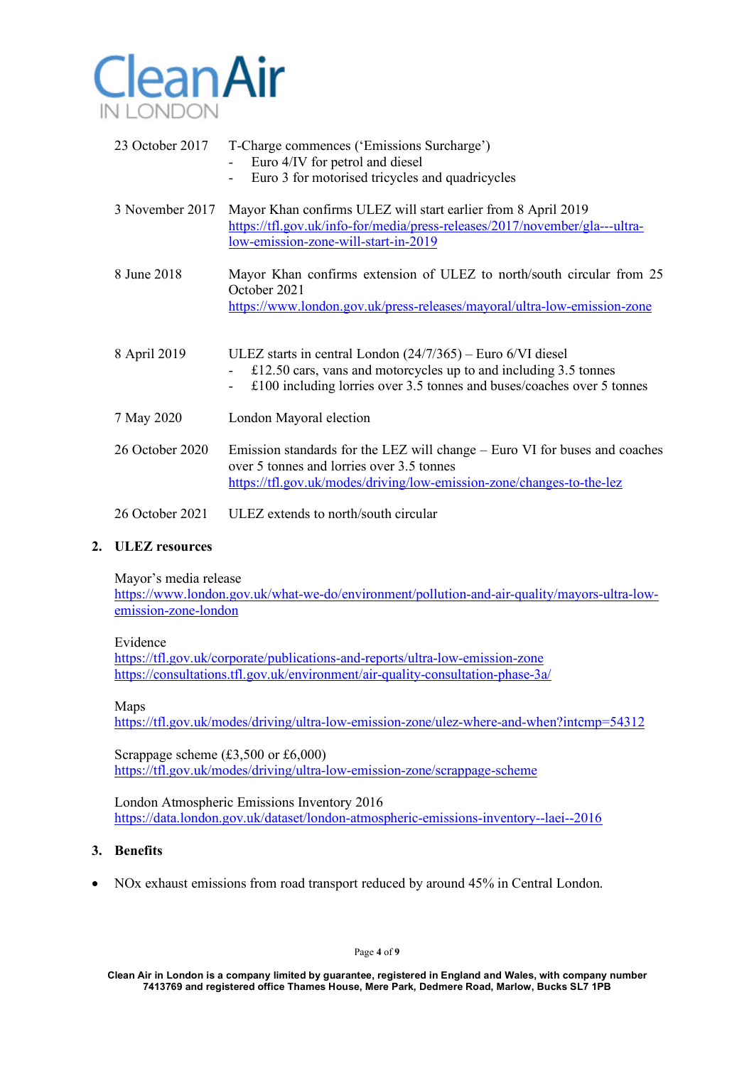| | |
|---|---|
| 23 October 2017 | T-Charge commences ('Emissions Surcharge')<br>- Euro 4/IV for petrol and diesel<br>- Euro 3 for motorised tricycles and quadricycles |
| 3 November 2017 | Mayor Khan confirms ULEZ will start earlier from 8 April 2019<br>https://tfl.gov.uk/info-for/media/press-releases/2017/november/gla---ultra-low-emission-zone-will-start-in-2019 |
| 8 June 2018 | Mayor Khan confirms extension of ULEZ to north/south circular from 25 October 2021<br>https://www.london.gov.uk/press-releases/mayoral/ultra-low-emission-zone |
| 8 April 2019 | ULEZ starts in central London (24/7/365) – Euro 6/VI diesel<br>- £12.50 cars, vans and motorcycles up to and including 3.5 tonnes<br>- £100 including lorries over 3.5 tonnes and buses/coaches over 5 tonnes |
| 7 May 2020 | London Mayoral election |
| 26 October 2020 | Emission standards for the LEZ will change – Euro VI for buses and coaches over 5 tonnes and lorries over 3.5 tonnes<br>https://tfl.gov.uk/modes/driving/low-emission-zone/changes-to-the-lez |
| 26 October 2021 | ULEZ extends to north/south circular |

## 2. ULEZ resources

Mayor's media release
https://www.london.gov.uk/what-we-do/environment/pollution-and-air-quality/mayors-ultra-low-emission-zone-london

Evidence
https://tfl.gov.uk/corporate/publications-and-reports/ultra-low-emission-zone
https://consultations.tfl.gov.uk/environment/air-quality-consultation-phase-3a/

Maps
https://tfl.gov.uk/modes/driving/ultra-low-emission-zone/ulez-where-and-when?intcmp=54312

Scrappage scheme (£3,500 or £6,000)
https://tfl.gov.uk/modes/driving/ultra-low-emission-zone/scrappage-scheme

London Atmospheric Emissions Inventory 2016
https://data.london.gov.uk/dataset/london-atmospheric-emissions-inventory--laei--2016

## 3. Benefits

- NOx exhaust emissions from road transport reduced by around 45% in Central London.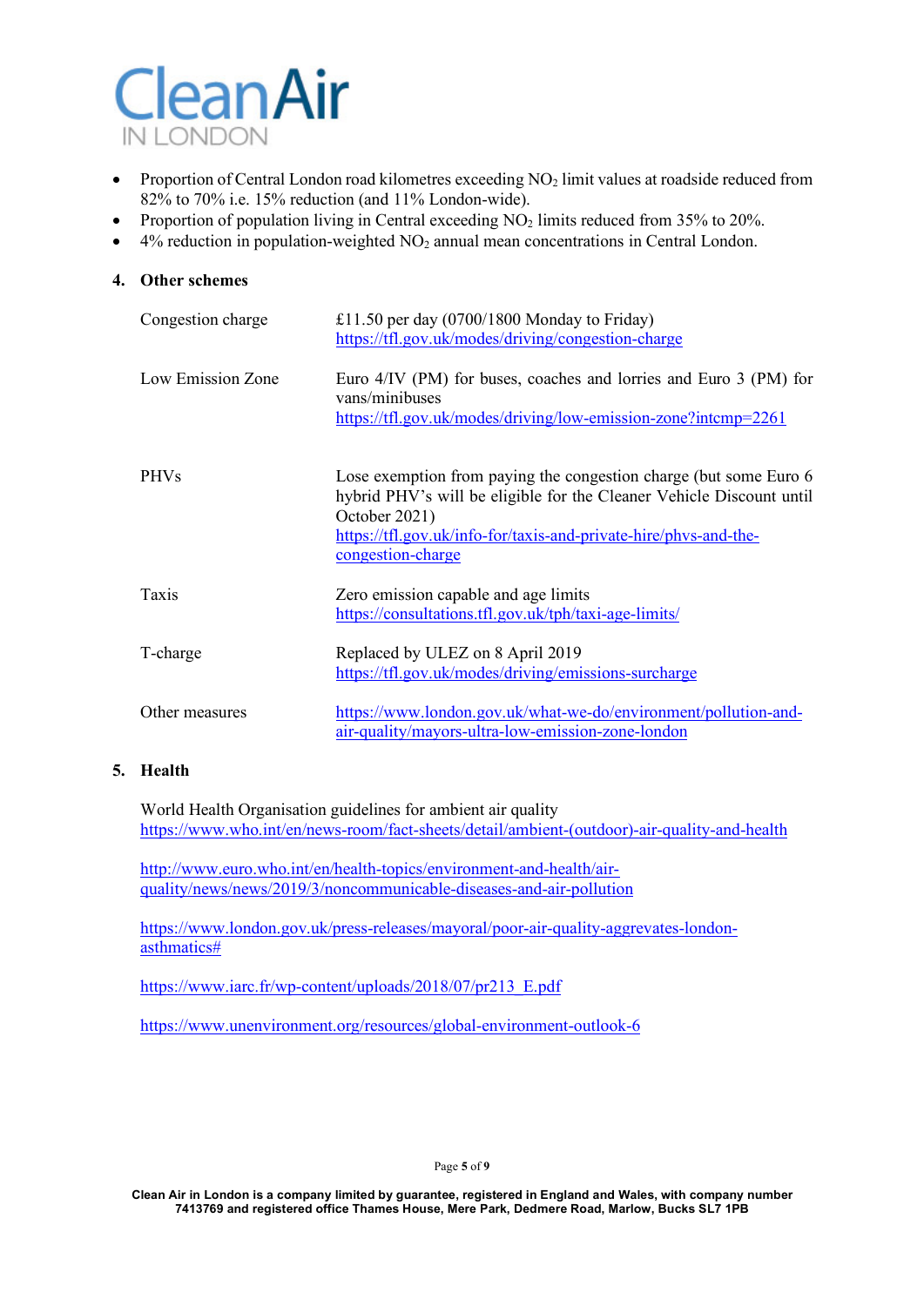- Proportion of Central London road kilometres exceeding $NO_2$ limit values at roadside reduced from 82% to 70% i.e. 15% reduction (and 11% London-wide).
- Proportion of population living in Central exceeding $NO_2$ limits reduced from 35% to 20%.
- 4% reduction in population-weighted $NO_2$ annual mean concentrations in Central London.

## 4. Other schemes

| | |
|---|---|
| Congestion charge | £11.50 per day (0700/1800 Monday to Friday) https://tfl.gov.uk/modes/driving/congestion-charge |
| Low Emission Zone | Euro 4/IV (PM) for buses, coaches and lorries and Euro 3 (PM) for vans/minibuses https://tfl.gov.uk/modes/driving/low-emission-zone?intcmp=2261 |
| PHVs | Lose exemption from paying the congestion charge (but some Euro 6 hybrid PHV's will be eligible for the Cleaner Vehicle Discount until October 2021) https://tfl.gov.uk/info-for/taxis-and-private-hire/phvs-and-the-congestion-charge |
| Taxis | Zero emission capable and age limits https://consultations.tfl.gov.uk/tph/taxi-age-limits/ |
| T-charge | Replaced by ULEZ on 8 April 2019 https://tfl.gov.uk/modes/driving/emissions-surcharge |
| Other measures | https://www.london.gov.uk/what-we-do/environment/pollution-and-air-quality/mayors-ultra-low-emission-zone-london |

## 5. Health

World Health Organisation guidelines for ambient air quality
https://www.who.int/en/news-room/fact-sheets/detail/ambient-(outdoor)-air-quality-and-health

http://www.euro.who.int/en/health-topics/environment-and-health/air-quality/news/news/2019/3/noncommunicable-diseases-and-air-pollution

https://www.london.gov.uk/press-releases/mayoral/poor-air-quality-aggrevates-london-asthmatics#

https://www.iarc.fr/wp-content/uploads/2018/07/pr213_E.pdf

https://www.unenvironment.org/resources/global-environment-outlook-6

Clean Air in London is a company limited by guarantee, registered in England and Wales, with company number 7413769 and registered office Thames House, Mere Park, Dedmere Road, Marlow, Bucks SL7 1PB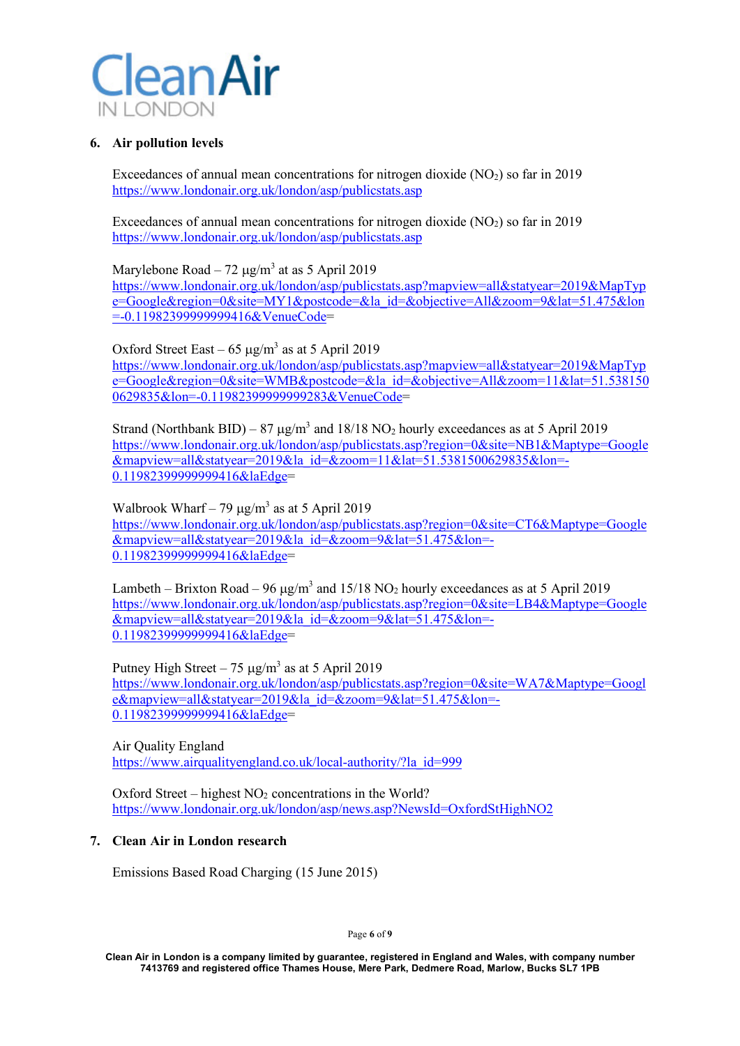## 6. Air pollution levels

Exceedances of annual mean concentrations for nitrogen dioxide ($NO_2$) so far in 2019
https://www.londonair.org.uk/london/asp/publicstats.asp

Exceedances of annual mean concentrations for nitrogen dioxide ($NO_2$) so far in 2019
https://www.londonair.org.uk/london/asp/publicstats.asp

Marylebone Road – 72 $\mu g/m^3$ at as 5 April 2019
https://www.londonair.org.uk/london/asp/publicstats.asp?mapview=all&statyear=2019&MapType=Google&region=0&site=MY1&postcode=&la_id=&objective=All&zoom=9&lat=51.475&lon=-0.11982399999999416&VenueCode=

Oxford Street East – 65 $\mu g/m^3$ as at 5 April 2019
https://www.londonair.org.uk/london/asp/publicstats.asp?mapview=all&statyear=2019&MapType=Google&region=0&site=WMB&postcode=&la_id=&objective=All&zoom=11&lat=51.5381500629835&lon=-0.11982399999992283&VenueCode=

Strand (Northbank BID) – 87 $\mu g/m^3$ and 18/18 $NO_2$ hourly exceedances as at 5 April 2019
https://www.londonair.org.uk/london/asp/publicstats.asp?region=0&site=NB1&Maptype=Google&mapview=all&statyear=2019&la_id=&zoom=11&lat=51.5381500629835&lon=-0.11982399999999416&laEdge=

Walbrook Wharf – 79 $\mu g/m^3$ as at 5 April 2019
https://www.londonair.org.uk/london/asp/publicstats.asp?region=0&site=CT6&Maptype=Google&mapview=all&statyear=2019&la_id=&zoom=9&lat=51.475&lon=-0.11982399999999416&laEdge=

Lambeth – Brixton Road – 96 $\mu g/m^3$ and 15/18 $NO_2$ hourly exceedances as at 5 April 2019
https://www.londonair.org.uk/london/asp/publicstats.asp?region=0&site=LB4&Maptype=Google&mapview=all&statyear=2019&la_id=&zoom=9&lat=51.475&lon=-0.11982399999999416&laEdge=

Putney High Street – 75 $\mu g/m^3$ as at 5 April 2019
https://www.londonair.org.uk/london/asp/publicstats.asp?region=0&site=WA7&Maptype=Google&mapview=all&statyear=2019&la_id=&zoom=9&lat=51.475&lon=-0.11982399999999416&laEdge=

Air Quality England
https://www.airqualityengland.co.uk/local-authority/?la_id=999

Oxford Street – highest $NO_2$ concentrations in the World?
https://www.londonair.org.uk/london/asp/news.asp?NewsId=OxfordStHighNO2

## 7. Clean Air in London research

Emissions Based Road Charging (15 June 2015)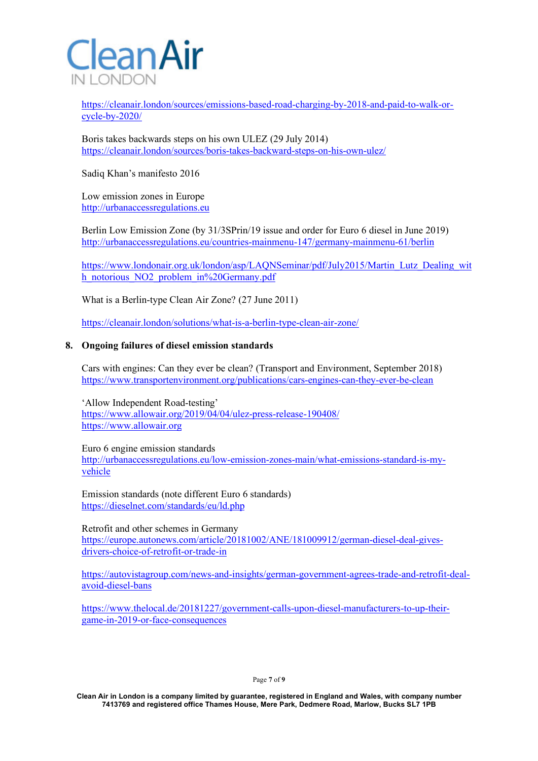https://cleanair.london/sources/emissions-based-road-charging-by-2018-and-paid-to-walk-or-cycle-by-2020/

Boris takes backwards steps on his own ULEZ (29 July 2014)
https://cleanair.london/sources/boris-takes-backward-steps-on-his-own-ulez/

Sadiq Khan's manifesto 2016

Low emission zones in Europe
http://urbanaccessregulations.eu

Berlin Low Emission Zone (by 31/3SPrin/19 issue and order for Euro 6 diesel in June 2019)
http://urbanaccessregulations.eu/countries-mainmenu-147/germany-mainmenu-61/berlin

https://www.londonair.org.uk/london/asp/LAQNSeminar/pdf/July2015/Martin_Lutz_Dealing_with_notorious_NO2_problem_in%20Germany.pdf

What is a Berlin-type Clean Air Zone? (27 June 2011)

https://cleanair.london/solutions/what-is-a-berlin-type-clean-air-zone/

## 8. Ongoing failures of diesel emission standards

Cars with engines: Can they ever be clean? (Transport and Environment, September 2018)
https://www.transportenvironment.org/publications/cars-engines-can-they-ever-be-clean

'Allow Independent Road-testing'
https://www.allowair.org/2019/04/04/ulez-press-release-190408/
https://www.allowair.org

Euro 6 engine emission standards
http://urbanaccessregulations.eu/low-emission-zones-main/what-emissions-standard-is-my-vehicle

Emission standards (note different Euro 6 standards)
https://dieselnet.com/standards/eu/ld.php

Retrofit and other schemes in Germany
https://europe.autonews.com/article/20181002/ANE/181009912/german-diesel-deal-gives-drivers-choice-of-retrofit-or-trade-in

https://autovistagroup.com/news-and-insights/german-government-agrees-trade-and-retrofit-deal-avoid-diesel-bans

https://www.thelocal.de/20181227/government-calls-upon-diesel-manufacturers-to-up-their-game-in-2019-or-face-consequences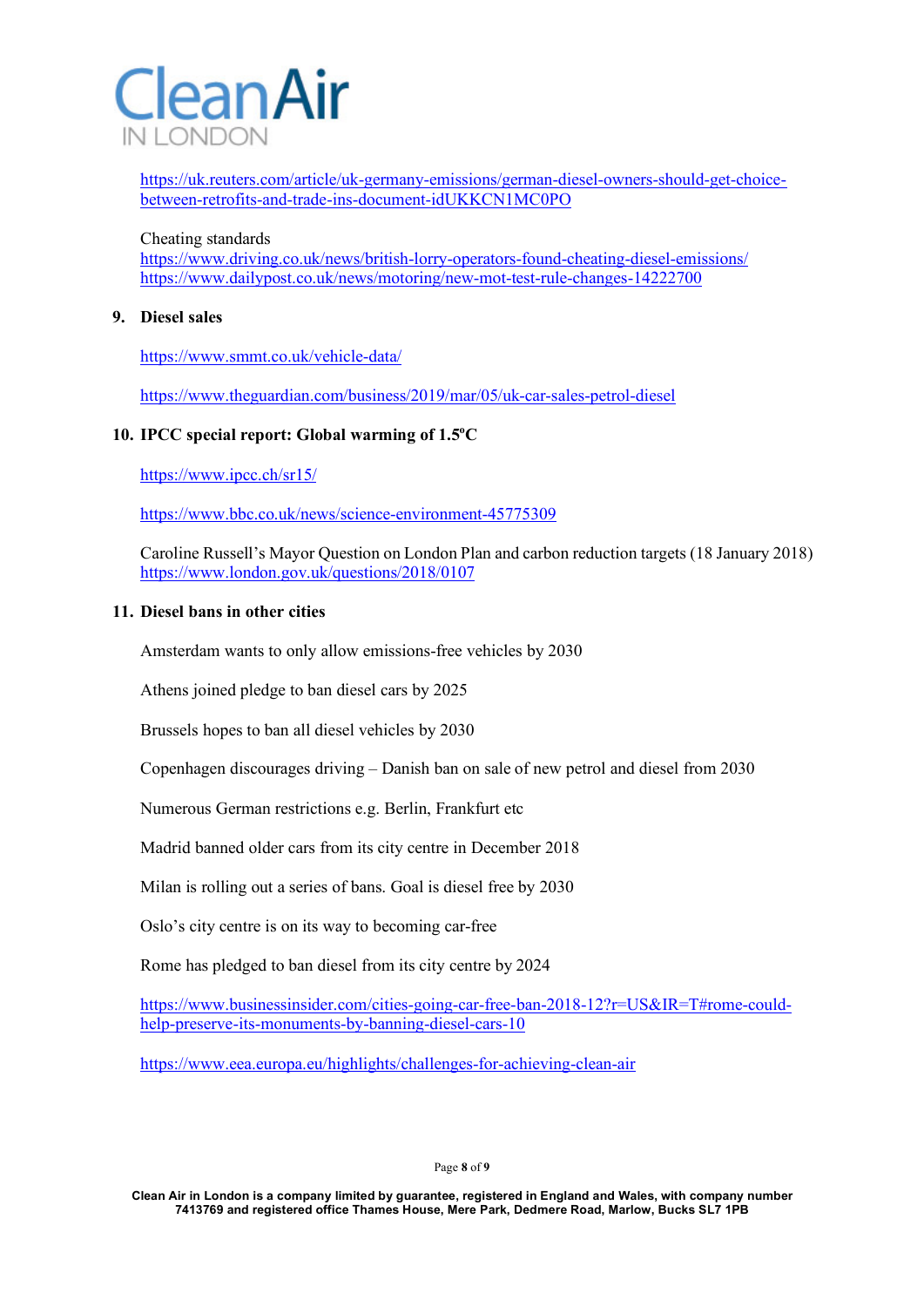https://uk.reuters.com/article/uk-germany-emissions/german-diesel-owners-should-get-choice-between-retrofits-and-trade-ins-document-idUKKCN1MC0PO

Cheating standards
https://www.driving.co.uk/news/british-lorry-operators-found-cheating-diesel-emissions/
https://www.dailypost.co.uk/news/motoring/new-mot-test-rule-changes-14222700

## 9. Diesel sales

https://www.smmt.co.uk/vehicle-data/

https://www.theguardian.com/business/2019/mar/05/uk-car-sales-petrol-diesel

## 10. IPCC special report: Global warming of 1.5°C

https://www.ipcc.ch/sr15/

https://www.bbc.co.uk/news/science-environment-45775309

Caroline Russell's Mayor Question on London Plan and carbon reduction targets (18 January 2018)
https://www.london.gov.uk/questions/2018/0107

## 11. Diesel bans in other cities

Amsterdam wants to only allow emissions-free vehicles by 2030

Athens joined pledge to ban diesel cars by 2025

Brussels hopes to ban all diesel vehicles by 2030

Copenhagen discourages driving – Danish ban on sale of new petrol and diesel from 2030

Numerous German restrictions e.g. Berlin, Frankfurt etc

Madrid banned older cars from its city centre in December 2018

Milan is rolling out a series of bans. Goal is diesel free by 2030

Oslo's city centre is on its way to becoming car-free

Rome has pledged to ban diesel from its city centre by 2024

https://www.businessinsider.com/cities-going-car-free-ban-2018-12?r=US&IR=T#rome-could-help-preserve-its-monuments-by-banning-diesel-cars-10

https://www.eea.europa.eu/highlights/challenges-for-achieving-clean-air

Clean Air in London is a company limited by guarantee, registered in England and Wales, with company number 7413769 and registered office Thames House, Mere Park, Dedmere Road, Marlow, Bucks SL7 1PB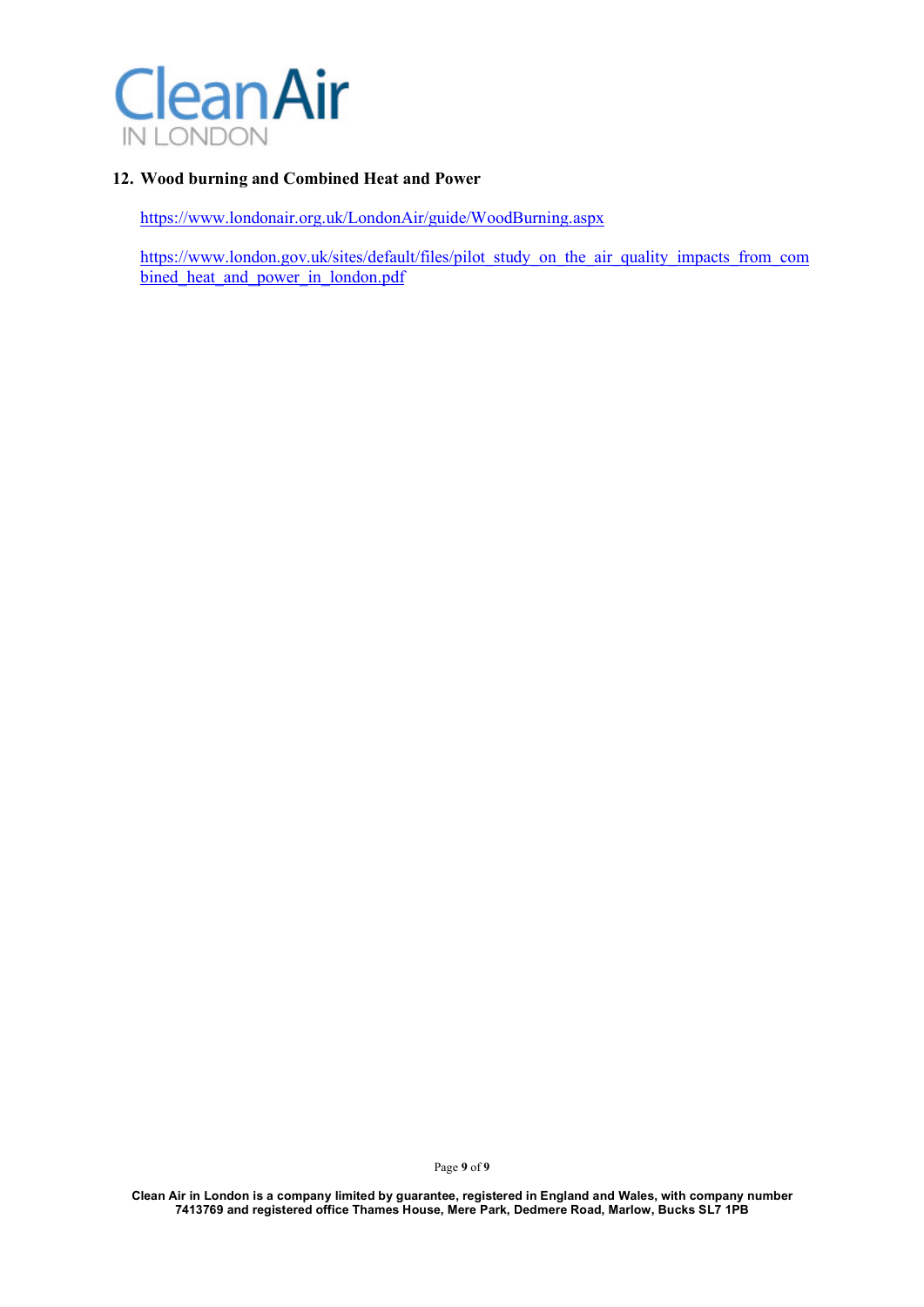## 12. Wood burning and Combined Heat and Power

https://www.londonair.org.uk/LondonAir/guide/WoodBurning.aspx

https://www.london.gov.uk/sites/default/files/pilot_study_on_the_air_quality_impacts_from_combined_heat_and_power_in_london.pdf

**Clean Air in London is a company limited by guarantee, registered in England and Wales, with company number 7413769 and registered office Thames House, Mere Park, Dedmere Road, Marlow, Bucks SL7 1PB**